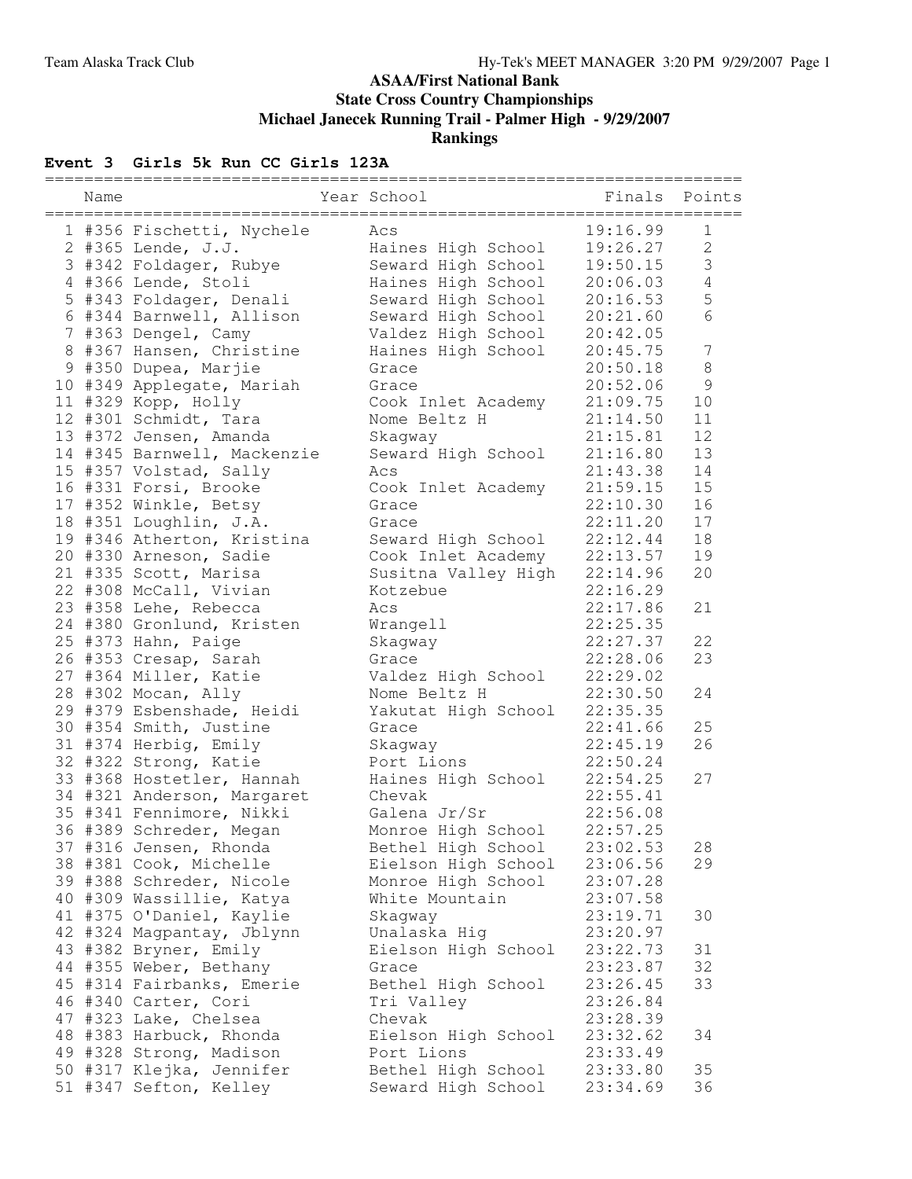# ASAA/First National Bank
## State Cross Country Championships
## Michael Janecek Running Trail - Palmer High - 9/29/2007
## Rankings

### Event 3 Girls 5k Run CC Girls 123A

| | Name | Year | School | Finals | Points |
|---|---|---|---|---|---|
| 1 | #356 Fischetti, Nychele | | Acs | 19:16.99 | 1 |
| 2 | #365 Lende, J.J. | | Haines High School | 19:26.27 | 2 |
| 3 | #342 Foldager, Rubye | | Seward High School | 19:50.15 | 3 |
| 4 | #366 Lende, Stoli | | Haines High School | 20:06.03 | 4 |
| 5 | #343 Foldager, Denali | | Seward High School | 20:16.53 | 5 |
| 6 | #344 Barnwell, Allison | | Seward High School | 20:21.60 | 6 |
| 7 | #363 Dengel, Camy | | Valdez High School | 20:42.05 | |
| 8 | #367 Hansen, Christine | | Haines High School | 20:45.75 | 7 |
| 9 | #350 Dupea, Marjie | | Grace | 20:50.18 | 8 |
| 10 | #349 Applegate, Mariah | | Grace | 20:52.06 | 9 |
| 11 | #329 Kopp, Holly | | Cook Inlet Academy | 21:09.75 | 10 |
| 12 | #301 Schmidt, Tara | | Nome Beltz H | 21:14.50 | 11 |
| 13 | #372 Jensen, Amanda | | Skagway | 21:15.81 | 12 |
| 14 | #345 Barnwell, Mackenzie | | Seward High School | 21:16.80 | 13 |
| 15 | #357 Volstad, Sally | | Acs | 21:43.38 | 14 |
| 16 | #331 Forsi, Brooke | | Cook Inlet Academy | 21:59.15 | 15 |
| 17 | #352 Winkle, Betsy | | Grace | 22:10.30 | 16 |
| 18 | #351 Loughlin, J.A. | | Grace | 22:11.20 | 17 |
| 19 | #346 Atherton, Kristina | | Seward High School | 22:12.44 | 18 |
| 20 | #330 Arneson, Sadie | | Cook Inlet Academy | 22:13.57 | 19 |
| 21 | #335 Scott, Marisa | | Susitna Valley High | 22:14.96 | 20 |
| 22 | #308 McCall, Vivian | | Kotzebue | 22:16.29 | |
| 23 | #358 Lehe, Rebecca | | Acs | 22:17.86 | 21 |
| 24 | #380 Gronlund, Kristen | | Wrangell | 22:25.35 | |
| 25 | #373 Hahn, Paige | | Skagway | 22:27.37 | 22 |
| 26 | #353 Cresap, Sarah | | Grace | 22:28.06 | 23 |
| 27 | #364 Miller, Katie | | Valdez High School | 22:29.02 | |
| 28 | #302 Mocan, Ally | | Nome Beltz H | 22:30.50 | 24 |
| 29 | #379 Esbenshade, Heidi | | Yakutat High School | 22:35.35 | |
| 30 | #354 Smith, Justine | | Grace | 22:41.66 | 25 |
| 31 | #374 Herbig, Emily | | Skagway | 22:45.19 | 26 |
| 32 | #322 Strong, Katie | | Port Lions | 22:50.24 | |
| 33 | #368 Hostetler, Hannah | | Haines High School | 22:54.25 | 27 |
| 34 | #321 Anderson, Margaret | | Chevak | 22:55.41 | |
| 35 | #341 Fennimore, Nikki | | Galena Jr/Sr | 22:56.08 | |
| 36 | #389 Schreder, Megan | | Monroe High School | 22:57.25 | |
| 37 | #316 Jensen, Rhonda | | Bethel High School | 23:02.53 | 28 |
| 38 | #381 Cook, Michelle | | Eielson High School | 23:06.56 | 29 |
| 39 | #388 Schreder, Nicole | | Monroe High School | 23:07.28 | |
| 40 | #309 Wassillie, Katya | | White Mountain | 23:07.58 | |
| 41 | #375 O'Daniel, Kaylie | | Skagway | 23:19.71 | 30 |
| 42 | #324 Magpantay, Jblynn | | Unalaska Hig | 23:20.97 | |
| 43 | #382 Bryner, Emily | | Eielson High School | 23:22.73 | 31 |
| 44 | #355 Weber, Bethany | | Grace | 23:23.87 | 32 |
| 45 | #314 Fairbanks, Emerie | | Bethel High School | 23:26.45 | 33 |
| 46 | #340 Carter, Cori | | Tri Valley | 23:26.84 | |
| 47 | #323 Lake, Chelsea | | Chevak | 23:28.39 | |
| 48 | #383 Harbuck, Rhonda | | Eielson High School | 23:32.62 | 34 |
| 49 | #328 Strong, Madison | | Port Lions | 23:33.49 | |
| 50 | #317 Klejka, Jennifer | | Bethel High School | 23:33.80 | 35 |
| 51 | #347 Sefton, Kelley | | Seward High School | 23:34.69 | 36 |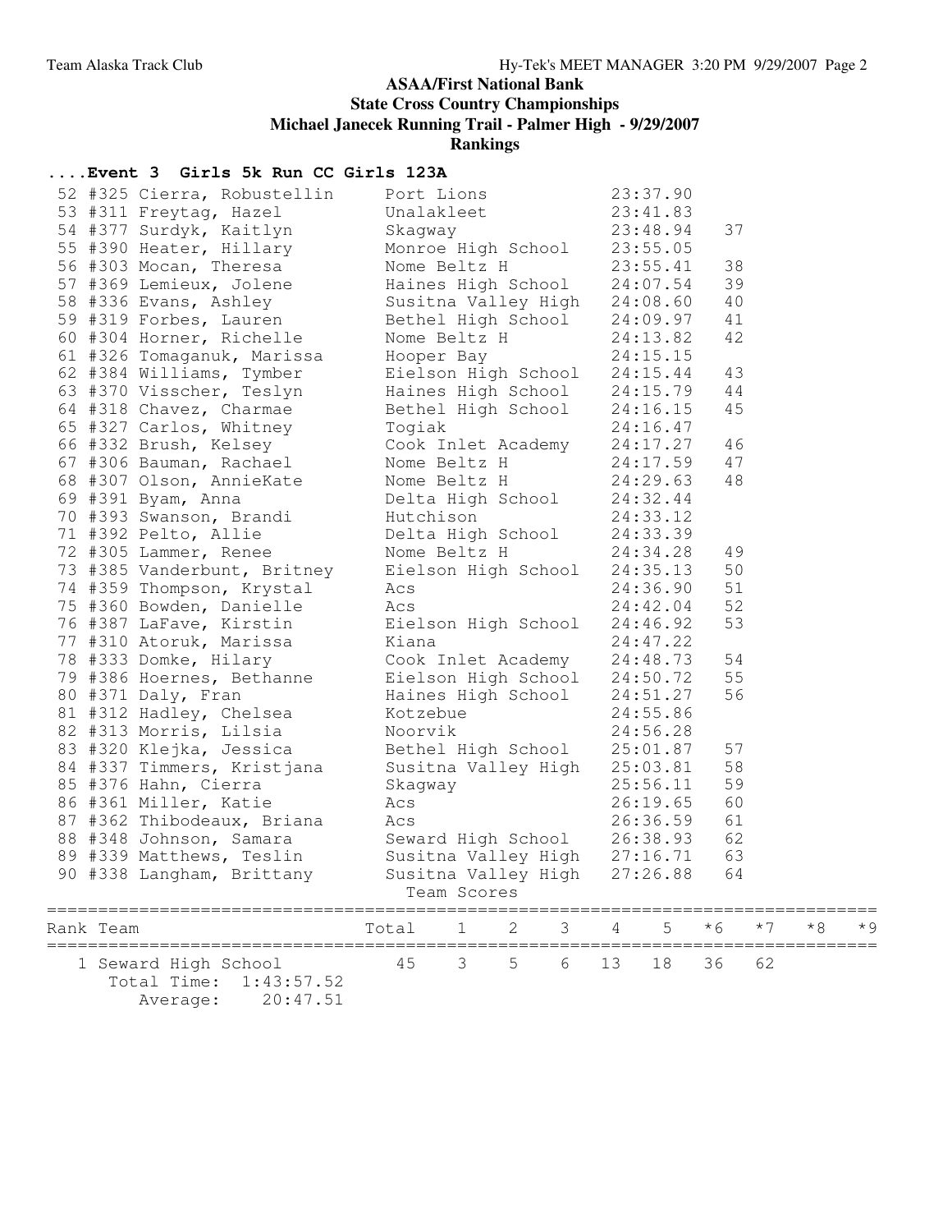## ASAA/First National Bank
## State Cross Country Championships
## Michael Janecek Running Trail - Palmer High - 9/29/2007
## Rankings

### ....Event 3 Girls 5k Run CC Girls 123A

| Place | # | Name | School | Time | Points |
|---|---|---|---|---|---|
| 52 | #325 | Cierra, Robustellin | Port Lions | 23:37.90 | |
| 53 | #311 | Freytag, Hazel | Unalakleet | 23:41.83 | |
| 54 | #377 | Surdyk, Kaitlyn | Skagway | 23:48.94 | 37 |
| 55 | #390 | Heater, Hillary | Monroe High School | 23:55.05 | |
| 56 | #303 | Mocan, Theresa | Nome Beltz H | 23:55.41 | 38 |
| 57 | #369 | Lemieux, Jolene | Haines High School | 24:07.54 | 39 |
| 58 | #336 | Evans, Ashley | Susitna Valley High | 24:08.60 | 40 |
| 59 | #319 | Forbes, Lauren | Bethel High School | 24:09.97 | 41 |
| 60 | #304 | Horner, Richelle | Nome Beltz H | 24:13.82 | 42 |
| 61 | #326 | Tomaganuk, Marissa | Hooper Bay | 24:15.15 | |
| 62 | #384 | Williams, Tymber | Eielson High School | 24:15.44 | 43 |
| 63 | #370 | Visscher, Teslyn | Haines High School | 24:15.79 | 44 |
| 64 | #318 | Chavez, Charmae | Bethel High School | 24:16.15 | 45 |
| 65 | #327 | Carlos, Whitney | Togiak | 24:16.47 | |
| 66 | #332 | Brush, Kelsey | Cook Inlet Academy | 24:17.27 | 46 |
| 67 | #306 | Bauman, Rachael | Nome Beltz H | 24:17.59 | 47 |
| 68 | #307 | Olson, AnnieKate | Nome Beltz H | 24:29.63 | 48 |
| 69 | #391 | Byam, Anna | Delta High School | 24:32.44 | |
| 70 | #393 | Swanson, Brandi | Hutchison | 24:33.12 | |
| 71 | #392 | Pelto, Allie | Delta High School | 24:33.39 | |
| 72 | #305 | Lammer, Renee | Nome Beltz H | 24:34.28 | 49 |
| 73 | #385 | Vanderbunt, Britney | Eielson High School | 24:35.13 | 50 |
| 74 | #359 | Thompson, Krystal | Acs | 24:36.90 | 51 |
| 75 | #360 | Bowden, Danielle | Acs | 24:42.04 | 52 |
| 76 | #387 | LaFave, Kirstin | Eielson High School | 24:46.92 | 53 |
| 77 | #310 | Atoruk, Marissa | Kiana | 24:47.22 | |
| 78 | #333 | Domke, Hilary | Cook Inlet Academy | 24:48.73 | 54 |
| 79 | #386 | Hoernes, Bethanne | Eielson High School | 24:50.72 | 55 |
| 80 | #371 | Daly, Fran | Haines High School | 24:51.27 | 56 |
| 81 | #312 | Hadley, Chelsea | Kotzebue | 24:55.86 | |
| 82 | #313 | Morris, Lilsia | Noorvik | 24:56.28 | |
| 83 | #320 | Klejka, Jessica | Bethel High School | 25:01.87 | 57 |
| 84 | #337 | Timmers, Kristjana | Susitna Valley High | 25:03.81 | 58 |
| 85 | #376 | Hahn, Cierra | Skagway | 25:56.11 | 59 |
| 86 | #361 | Miller, Katie | Acs | 26:19.65 | 60 |
| 87 | #362 | Thibodeaux, Briana | Acs | 26:36.59 | 61 |
| 88 | #348 | Johnson, Samara | Seward High School | 26:38.93 | 62 |
| 89 | #339 | Matthews, Teslin | Susitna Valley High | 27:16.71 | 63 |
| 90 | #338 | Langham, Brittany | Susitna Valley High | 27:26.88 | 64 |

Team Scores

| Rank | Team | Total | 1 | 2 | 3 | 4 | 5 | *6 | *7 | *8 | *9 |
|---|---|---|---|---|---|---|---|---|---|---|---|
| 1 | Seward High School | 45 | 3 | 5 | 6 | 13 | 18 | 36 | 62 | | |
| | Total Time: 1:43:57.52 | | | | | | | | | | |
| | Average: 20:47.51 | | | | | | | | | | |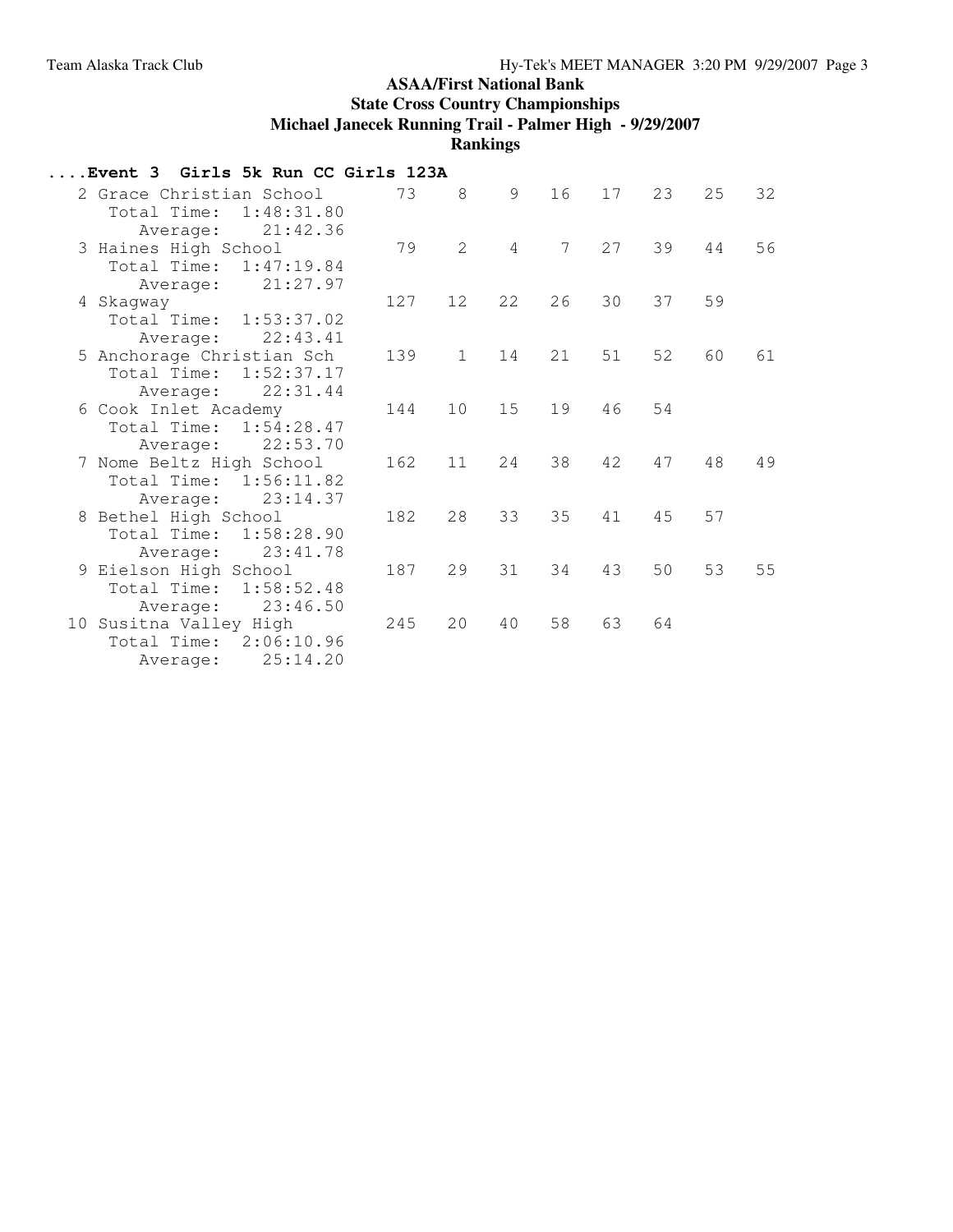# ASAA/First National Bank

## State Cross Country Championships

### Michael Janecek Running Trail - Palmer High - 9/29/2007

### Rankings

**....Event 3 Girls 5k Run CC Girls 123A**

| | | | | | | | | |
|---|---|---|---|---|---|---|---|---|
| 2 Grace Christian School | 73 | 8 | 9 | 16 | 17 | 23 | 25 | 32 |
| Total Time: 1:48:31.80 | | | | | | | | |
| Average: 21:42.36 | | | | | | | | |
| 3 Haines High School | 79 | 2 | 4 | 7 | 27 | 39 | 44 | 56 |
| Total Time: 1:47:19.84 | | | | | | | | |
| Average: 21:27.97 | | | | | | | | |
| 4 Skagway | 127 | 12 | 22 | 26 | 30 | 37 | 59 | |
| Total Time: 1:53:37.02 | | | | | | | | |
| Average: 22:43.41 | | | | | | | | |
| 5 Anchorage Christian Sch | 139 | 1 | 14 | 21 | 51 | 52 | 60 | 61 |
| Total Time: 1:52:37.17 | | | | | | | | |
| Average: 22:31.44 | | | | | | | | |
| 6 Cook Inlet Academy | 144 | 10 | 15 | 19 | 46 | 54 | | |
| Total Time: 1:54:28.47 | | | | | | | | |
| Average: 22:53.70 | | | | | | | | |
| 7 Nome Beltz High School | 162 | 11 | 24 | 38 | 42 | 47 | 48 | 49 |
| Total Time: 1:56:11.82 | | | | | | | | |
| Average: 23:14.37 | | | | | | | | |
| 8 Bethel High School | 182 | 28 | 33 | 35 | 41 | 45 | 57 | |
| Total Time: 1:58:28.90 | | | | | | | | |
| Average: 23:41.78 | | | | | | | | |
| 9 Eielson High School | 187 | 29 | 31 | 34 | 43 | 50 | 53 | 55 |
| Total Time: 1:58:52.48 | | | | | | | | |
| Average: 23:46.50 | | | | | | | | |
| 10 Susitna Valley High | 245 | 20 | 40 | 58 | 63 | 64 | | |
| Total Time: 2:06:10.96 | | | | | | | | |
| Average: 25:14.20 | | | | | | | | |